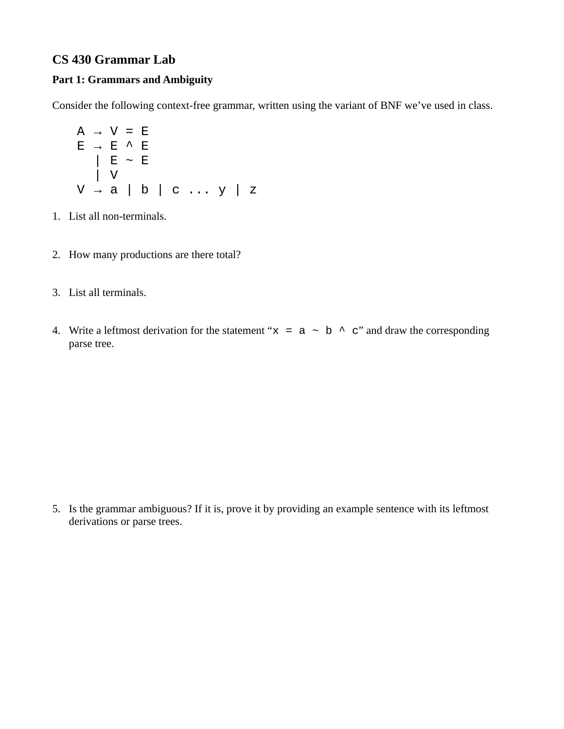## CS 430 Grammar Lab

### Part 1: Grammars and Ambiguity

Consider the following context-free grammar, written using the variant of BNF we've used in class.

```
A → V = E
E → E ^ E
  | E ~ E
  | V
V → a | b | c ... y | z
```

1. List all non-terminals.

2. How many productions are there total?

3. List all terminals.

4. Write a leftmost derivation for the statement "`x = a ~ b ^ c`" and draw the corresponding parse tree.

5. Is the grammar ambiguous? If it is, prove it by providing an example sentence with its leftmost derivations or parse trees.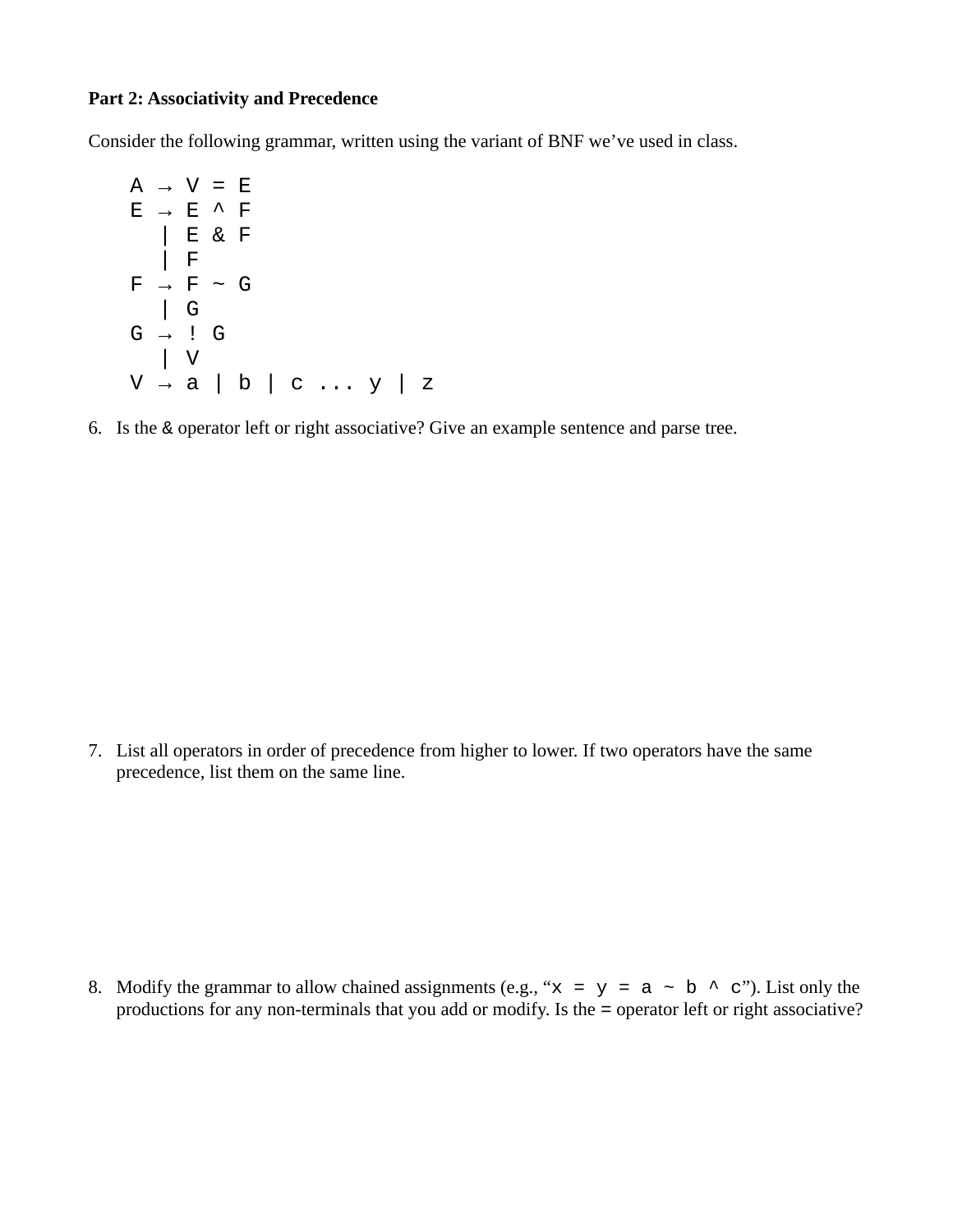**Part 2: Associativity and Precedence**

Consider the following grammar, written using the variant of BNF we've used in class.

```
A → V = E
E → E ^ F
  | E & F
  | F
F → F ~ G
  | G
G → ! G
  | V
V → a | b | c ... y | z
```

6. Is the & operator left or right associative? Give an example sentence and parse tree.

7. List all operators in order of precedence from higher to lower. If two operators have the same precedence, list them on the same line.

8. Modify the grammar to allow chained assignments (e.g., "`x = y = a ~ b ^ c`"). List only the productions for any non-terminals that you add or modify. Is the = operator left or right associative?